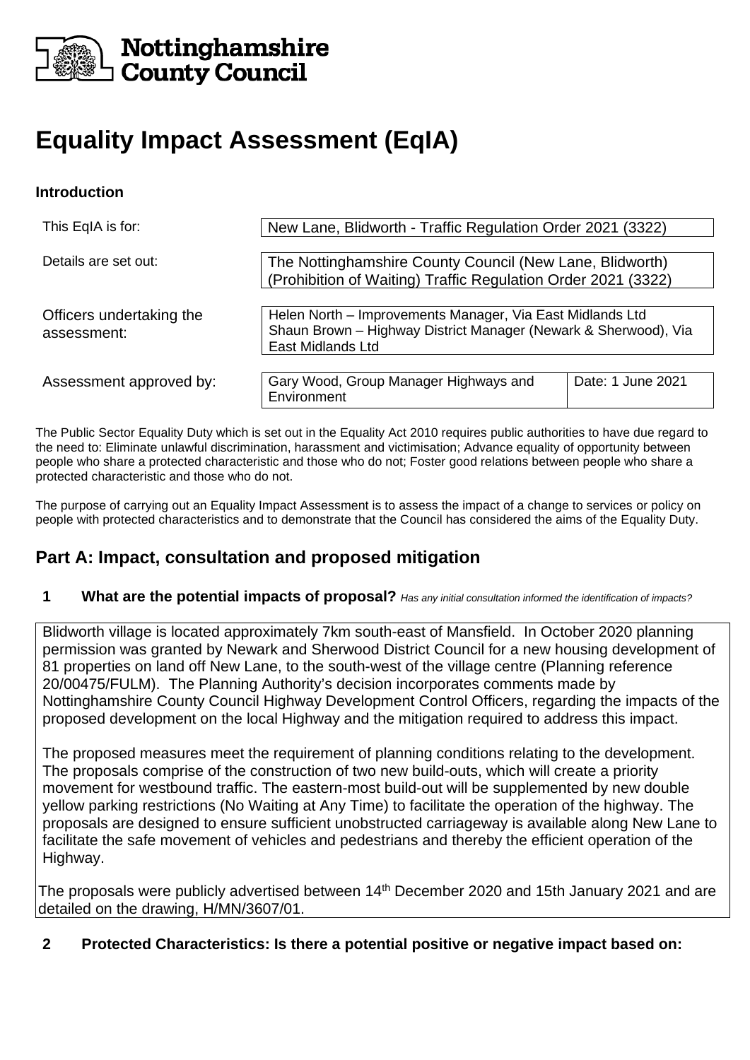Nottinghamshire County Council

# Equality Impact Assessment (EqIA)

### Introduction

| | | |
|---|---|---|
| This EqIA is for: | New Lane, Blidworth - Traffic Regulation Order 2021 (3322) | |
| Details are set out: | The Nottinghamshire County Council (New Lane, Blidworth) (Prohibition of Waiting) Traffic Regulation Order 2021 (3322) | |
| Officers undertaking the assessment: | Helen North – Improvements Manager, Via East Midlands Ltd<br>Shaun Brown – Highway District Manager (Newark & Sherwood), Via East Midlands Ltd | |
| Assessment approved by: | Gary Wood, Group Manager Highways and Environment | Date: 1 June 2021 |

The Public Sector Equality Duty which is set out in the Equality Act 2010 requires public authorities to have due regard to the need to: Eliminate unlawful discrimination, harassment and victimisation; Advance equality of opportunity between people who share a protected characteristic and those who do not; Foster good relations between people who share a protected characteristic and those who do not.

The purpose of carrying out an Equality Impact Assessment is to assess the impact of a change to services or policy on people with protected characteristics and to demonstrate that the Council has considered the aims of the Equality Duty.

## Part A: Impact, consultation and proposed mitigation

### 1 What are the potential impacts of proposal? *Has any initial consultation informed the identification of impacts?*

Blidworth village is located approximately 7km south-east of Mansfield. In October 2020 planning permission was granted by Newark and Sherwood District Council for a new housing development of 81 properties on land off New Lane, to the south-west of the village centre (Planning reference 20/00475/FULM). The Planning Authority's decision incorporates comments made by Nottinghamshire County Council Highway Development Control Officers, regarding the impacts of the proposed development on the local Highway and the mitigation required to address this impact.

The proposed measures meet the requirement of planning conditions relating to the development. The proposals comprise of the construction of two new build-outs, which will create a priority movement for westbound traffic. The eastern-most build-out will be supplemented by new double yellow parking restrictions (No Waiting at Any Time) to facilitate the operation of the highway. The proposals are designed to ensure sufficient unobstructed carriageway is available along New Lane to facilitate the safe movement of vehicles and pedestrians and thereby the efficient operation of the Highway.

The proposals were publicly advertised between 14th December 2020 and 15th January 2021 and are detailed on the drawing, H/MN/3607/01.

### 2 Protected Characteristics: Is there a potential positive or negative impact based on: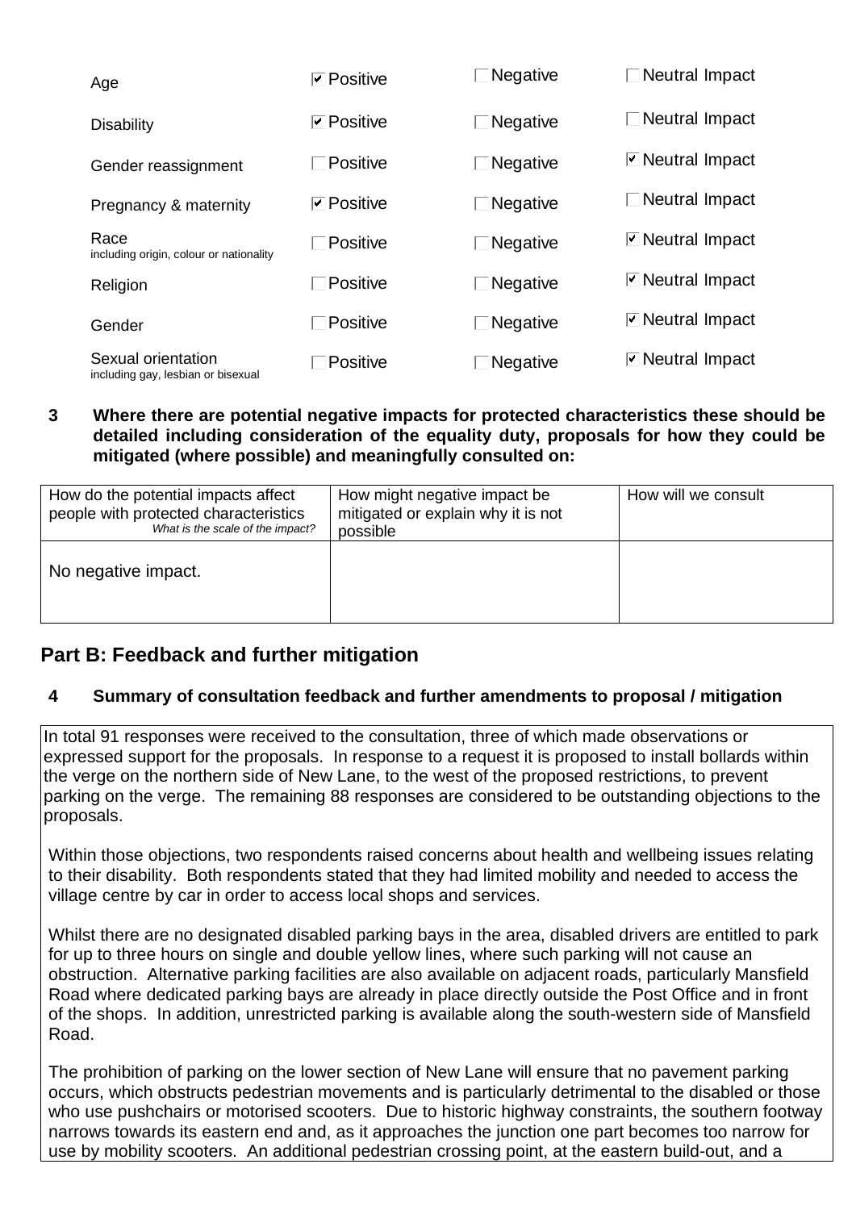| | | | |
|---|---|---|---|
| Age | ☑ Positive | ☐ Negative | ☐ Neutral Impact |
| Disability | ☑ Positive | ☐ Negative | ☐ Neutral Impact |
| Gender reassignment | ☐ Positive | ☐ Negative | ☑ Neutral Impact |
| Pregnancy & maternity | ☑ Positive | ☐ Negative | ☐ Neutral Impact |
| Race including origin, colour or nationality | ☐ Positive | ☐ Negative | ☑ Neutral Impact |
| Religion | ☐ Positive | ☐ Negative | ☑ Neutral Impact |
| Gender | ☐ Positive | ☐ Negative | ☑ Neutral Impact |
| Sexual orientation including gay, lesbian or bisexual | ☐ Positive | ☐ Negative | ☑ Neutral Impact |

**3 Where there are potential negative impacts for protected characteristics these should be detailed including consideration of the equality duty, proposals for how they could be mitigated (where possible) and meaningfully consulted on:**

| How do the potential impacts affect people with protected characteristics *What is the scale of the impact?* | How might negative impact be mitigated or explain why it is not possible | How will we consult |
|---|---|---|
| No negative impact. | | |

## Part B: Feedback and further mitigation

**4 Summary of consultation feedback and further amendments to proposal / mitigation**

In total 91 responses were received to the consultation, three of which made observations or expressed support for the proposals. In response to a request it is proposed to install bollards within the verge on the northern side of New Lane, to the west of the proposed restrictions, to prevent parking on the verge. The remaining 88 responses are considered to be outstanding objections to the proposals.

Within those objections, two respondents raised concerns about health and wellbeing issues relating to their disability. Both respondents stated that they had limited mobility and needed to access the village centre by car in order to access local shops and services.

Whilst there are no designated disabled parking bays in the area, disabled drivers are entitled to park for up to three hours on single and double yellow lines, where such parking will not cause an obstruction. Alternative parking facilities are also available on adjacent roads, particularly Mansfield Road where dedicated parking bays are already in place directly outside the Post Office and in front of the shops. In addition, unrestricted parking is available along the south-western side of Mansfield Road.

The prohibition of parking on the lower section of New Lane will ensure that no pavement parking occurs, which obstructs pedestrian movements and is particularly detrimental to the disabled or those who use pushchairs or motorised scooters. Due to historic highway constraints, the southern footway narrows towards its eastern end and, as it approaches the junction one part becomes too narrow for use by mobility scooters. An additional pedestrian crossing point, at the eastern build-out, and a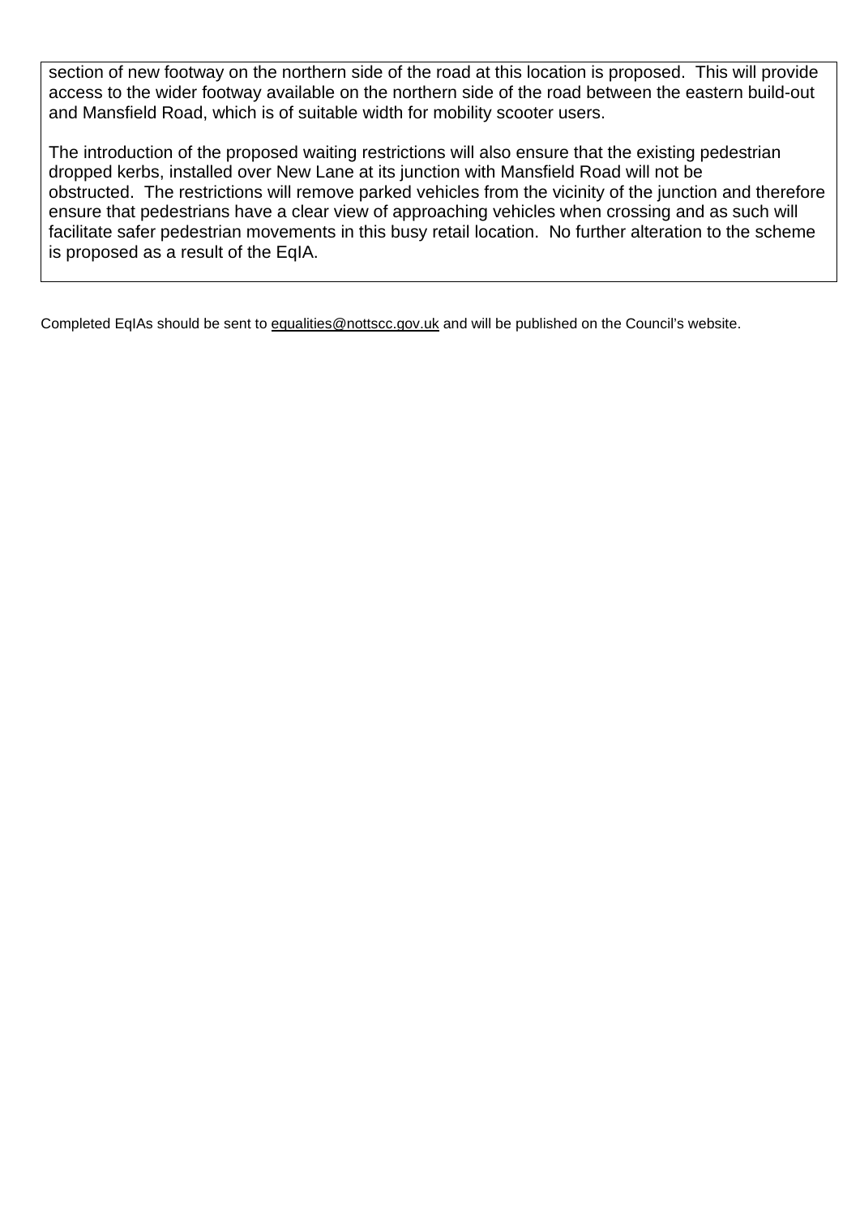section of new footway on the northern side of the road at this location is proposed. This will provide access to the wider footway available on the northern side of the road between the eastern build-out and Mansfield Road, which is of suitable width for mobility scooter users.

The introduction of the proposed waiting restrictions will also ensure that the existing pedestrian dropped kerbs, installed over New Lane at its junction with Mansfield Road will not be obstructed. The restrictions will remove parked vehicles from the vicinity of the junction and therefore ensure that pedestrians have a clear view of approaching vehicles when crossing and as such will facilitate safer pedestrian movements in this busy retail location. No further alteration to the scheme is proposed as a result of the EqIA.

Completed EqIAs should be sent to equalities@nottscc.gov.uk and will be published on the Council's website.